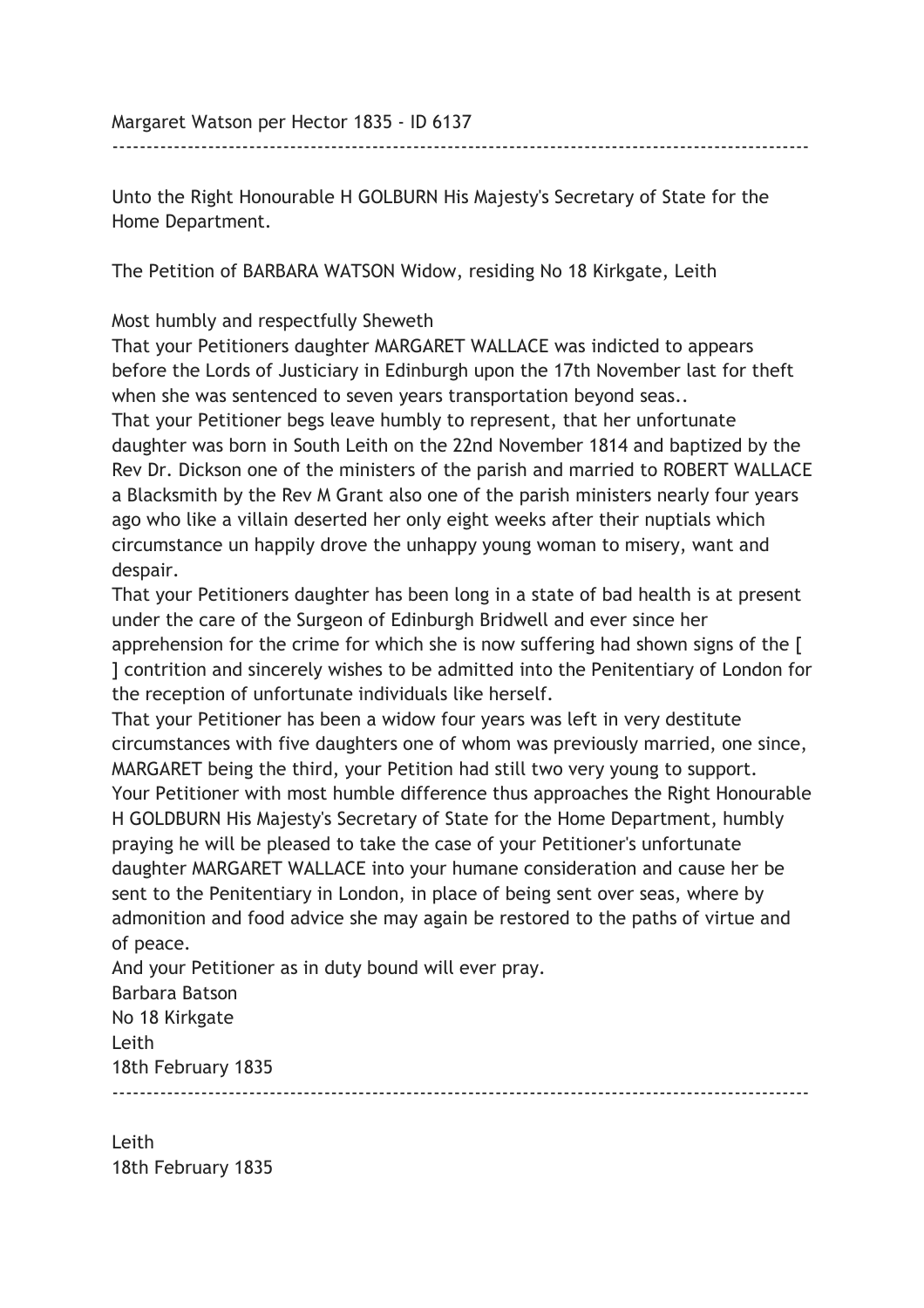Margaret Watson per Hector 1835 - ID 6137

---

Unto the Right Honourable H GOLBURN His Majesty's Secretary of State for the Home Department.

The Petition of BARBARA WATSON Widow, residing No 18 Kirkgate, Leith

Most humbly and respectfully Sheweth

That your Petitioners daughter MARGARET WALLACE was indicted to appears before the Lords of Justiciary in Edinburgh upon the 17th November last for theft when she was sentenced to seven years transportation beyond seas..

That your Petitioner begs leave humbly to represent, that her unfortunate daughter was born in South Leith on the 22nd November 1814 and baptized by the Rev Dr. Dickson one of the ministers of the parish and married to ROBERT WALLACE a Blacksmith by the Rev M Grant also one of the parish ministers nearly four years ago who like a villain deserted her only eight weeks after their nuptials which circumstance un happily drove the unhappy young woman to misery, want and despair.

That your Petitioners daughter has been long in a state of bad health is at present under the care of the Surgeon of Edinburgh Bridwell and ever since her apprehension for the crime for which she is now suffering had shown signs of the [ ] contrition and sincerely wishes to be admitted into the Penitentiary of London for the reception of unfortunate individuals like herself.

That your Petitioner has been a widow four years was left in very destitute circumstances with five daughters one of whom was previously married, one since, MARGARET being the third, your Petition had still two very young to support.

Your Petitioner with most humble difference thus approaches the Right Honourable H GOLDBURN His Majesty's Secretary of State for the Home Department, humbly praying he will be pleased to take the case of your Petitioner's unfortunate daughter MARGARET WALLACE into your humane consideration and cause her be sent to the Penitentiary in London, in place of being sent over seas, where by admonition and food advice she may again be restored to the paths of virtue and of peace.

And your Petitioner as in duty bound will ever pray.

Barbara Batson  
No 18 Kirkgate  
Leith  
18th February 1835

---

Leith  
18th February 1835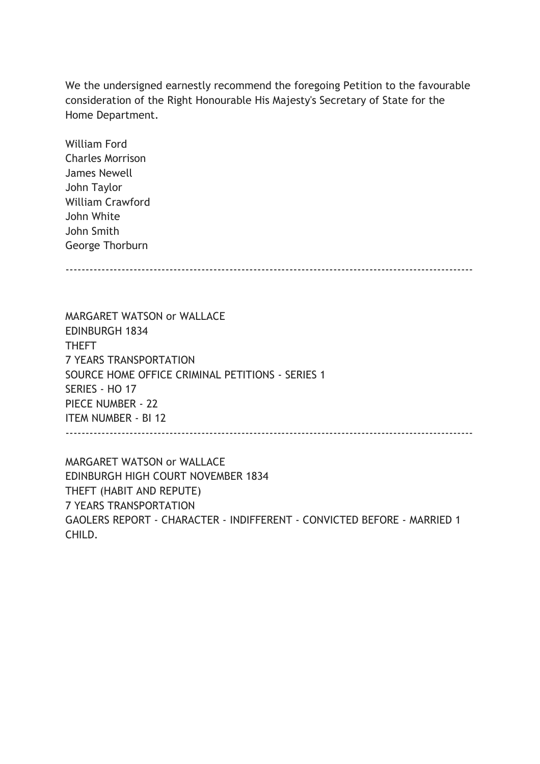We the undersigned earnestly recommend the foregoing Petition to the favourable consideration of the Right Honourable His Majesty's Secretary of State for the Home Department.

William Ford
Charles Morrison
James Newell
John Taylor
William Crawford
John White
John Smith
George Thorburn

---

MARGARET WATSON or WALLACE
EDINBURGH 1834
THEFT
7 YEARS TRANSPORTATION
SOURCE HOME OFFICE CRIMINAL PETITIONS - SERIES 1
SERIES - HO 17
PIECE NUMBER - 22
ITEM NUMBER - BI 12

---

MARGARET WATSON or WALLACE
EDINBURGH HIGH COURT NOVEMBER 1834
THEFT (HABIT AND REPUTE)
7 YEARS TRANSPORTATION
GAOLERS REPORT - CHARACTER - INDIFFERENT - CONVICTED BEFORE - MARRIED 1 CHILD.